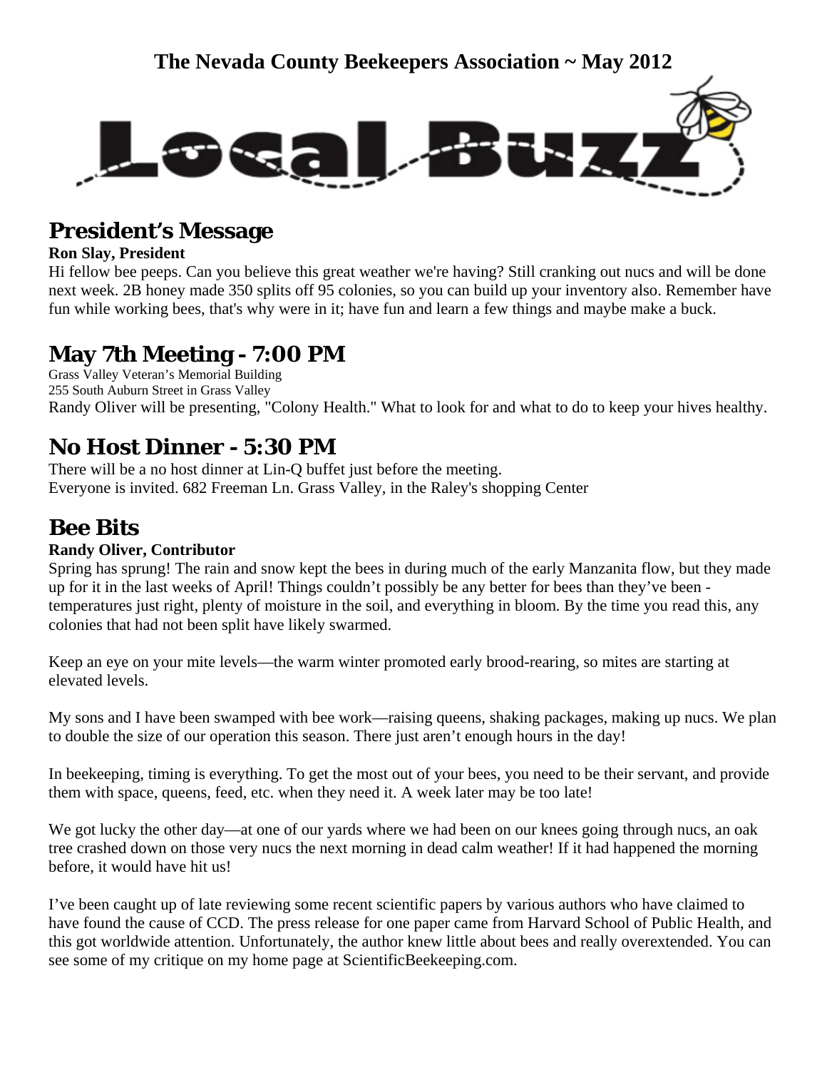# The Nevada County Beekeepers Association ~ May 2012

# Local Buzz

## President's Message

**Ron Slay, President**

Hi fellow bee peeps. Can you believe this great weather we're having? Still cranking out nucs and will be done next week. 2B honey made 350 splits off 95 colonies, so you can build up your inventory also. Remember have fun while working bees, that's why were in it; have fun and learn a few things and maybe make a buck.

## May 7th Meeting - 7:00 PM

Grass Valley Veteran's Memorial Building
255 South Auburn Street in Grass Valley
Randy Oliver will be presenting, "Colony Health." What to look for and what to do to keep your hives healthy.

## No Host Dinner - 5:30 PM

There will be a no host dinner at Lin-Q buffet just before the meeting.
Everyone is invited. 682 Freeman Ln. Grass Valley, in the Raley's shopping Center

## Bee Bits

**Randy Oliver, Contributor**

Spring has sprung! The rain and snow kept the bees in during much of the early Manzanita flow, but they made up for it in the last weeks of April! Things couldn't possibly be any better for bees than they've been - temperatures just right, plenty of moisture in the soil, and everything in bloom. By the time you read this, any colonies that had not been split have likely swarmed.

Keep an eye on your mite levels—the warm winter promoted early brood-rearing, so mites are starting at elevated levels.

My sons and I have been swamped with bee work—raising queens, shaking packages, making up nucs. We plan to double the size of our operation this season. There just aren't enough hours in the day!

In beekeeping, timing is everything. To get the most out of your bees, you need to be their servant, and provide them with space, queens, feed, etc. when they need it. A week later may be too late!

We got lucky the other day—at one of our yards where we had been on our knees going through nucs, an oak tree crashed down on those very nucs the next morning in dead calm weather! If it had happened the morning before, it would have hit us!

I've been caught up of late reviewing some recent scientific papers by various authors who have claimed to have found the cause of CCD. The press release for one paper came from Harvard School of Public Health, and this got worldwide attention. Unfortunately, the author knew little about bees and really overextended. You can see some of my critique on my home page at ScientificBeekeeping.com.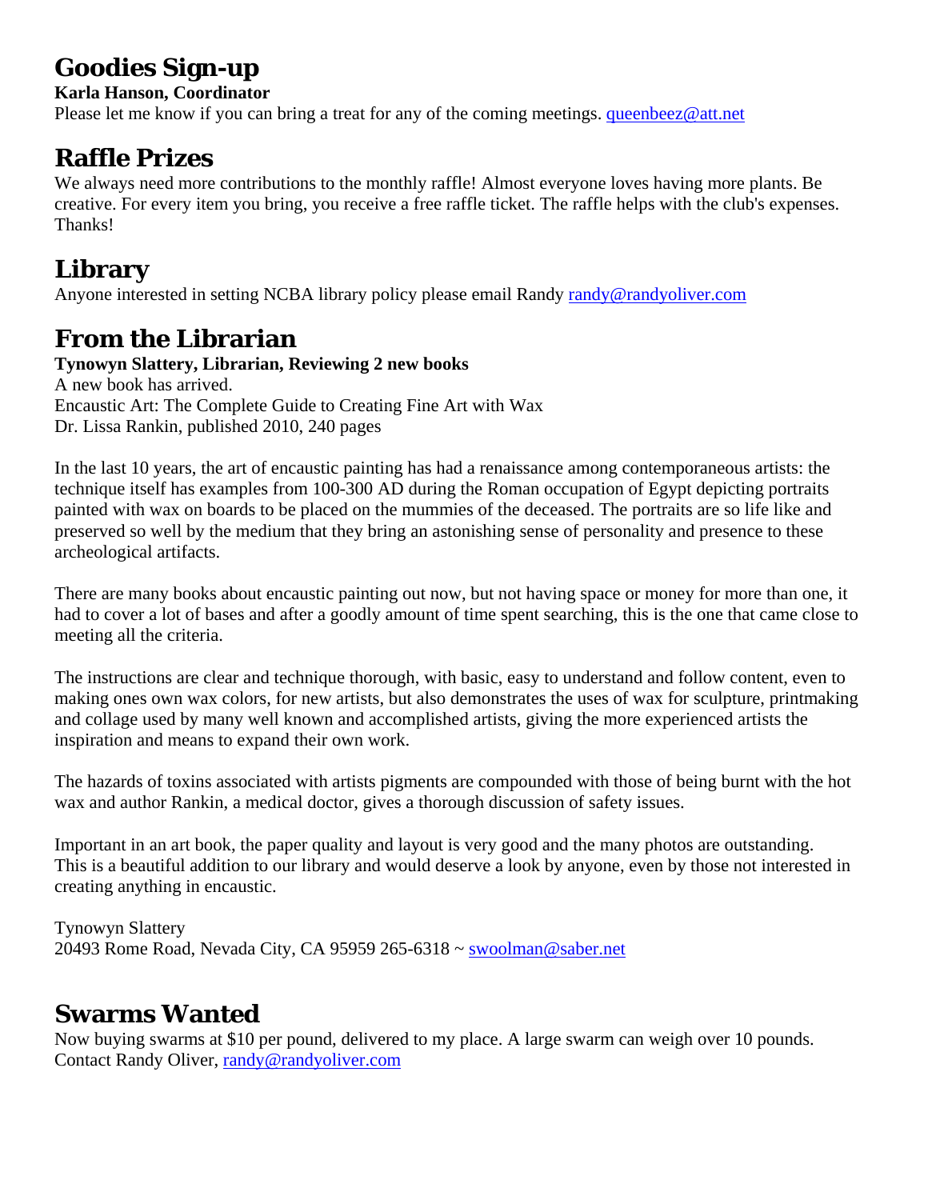## Goodies Sign-up

**Karla Hanson, Coordinator**

Please let me know if you can bring a treat for any of the coming meetings. queenbeez@att.net

## Raffle Prizes

We always need more contributions to the monthly raffle! Almost everyone loves having more plants. Be creative. For every item you bring, you receive a free raffle ticket. The raffle helps with the club's expenses. Thanks!

## Library

Anyone interested in setting NCBA library policy please email Randy randy@randyoliver.com

## From the Librarian

**Tynowyn Slattery, Librarian, Reviewing 2 new books**

A new book has arrived.
Encaustic Art: The Complete Guide to Creating Fine Art with Wax
Dr. Lissa Rankin, published 2010, 240 pages

In the last 10 years, the art of encaustic painting has had a renaissance among contemporaneous artists: the technique itself has examples from 100-300 AD during the Roman occupation of Egypt depicting portraits painted with wax on boards to be placed on the mummies of the deceased. The portraits are so life like and preserved so well by the medium that they bring an astonishing sense of personality and presence to these archeological artifacts.

There are many books about encaustic painting out now, but not having space or money for more than one, it had to cover a lot of bases and after a goodly amount of time spent searching, this is the one that came close to meeting all the criteria.

The instructions are clear and technique thorough, with basic, easy to understand and follow content, even to making ones own wax colors, for new artists, but also demonstrates the uses of wax for sculpture, printmaking and collage used by many well known and accomplished artists, giving the more experienced artists the inspiration and means to expand their own work.

The hazards of toxins associated with artists pigments are compounded with those of being burnt with the hot wax and author Rankin, a medical doctor, gives a thorough discussion of safety issues.

Important in an art book, the paper quality and layout is very good and the many photos are outstanding. This is a beautiful addition to our library and would deserve a look by anyone, even by those not interested in creating anything in encaustic.

Tynowyn Slattery
20493 Rome Road, Nevada City, CA 95959 265-6318 ~ swoolman@saber.net

## Swarms Wanted

Now buying swarms at $10 per pound, delivered to my place. A large swarm can weigh over 10 pounds. Contact Randy Oliver, randy@randyoliver.com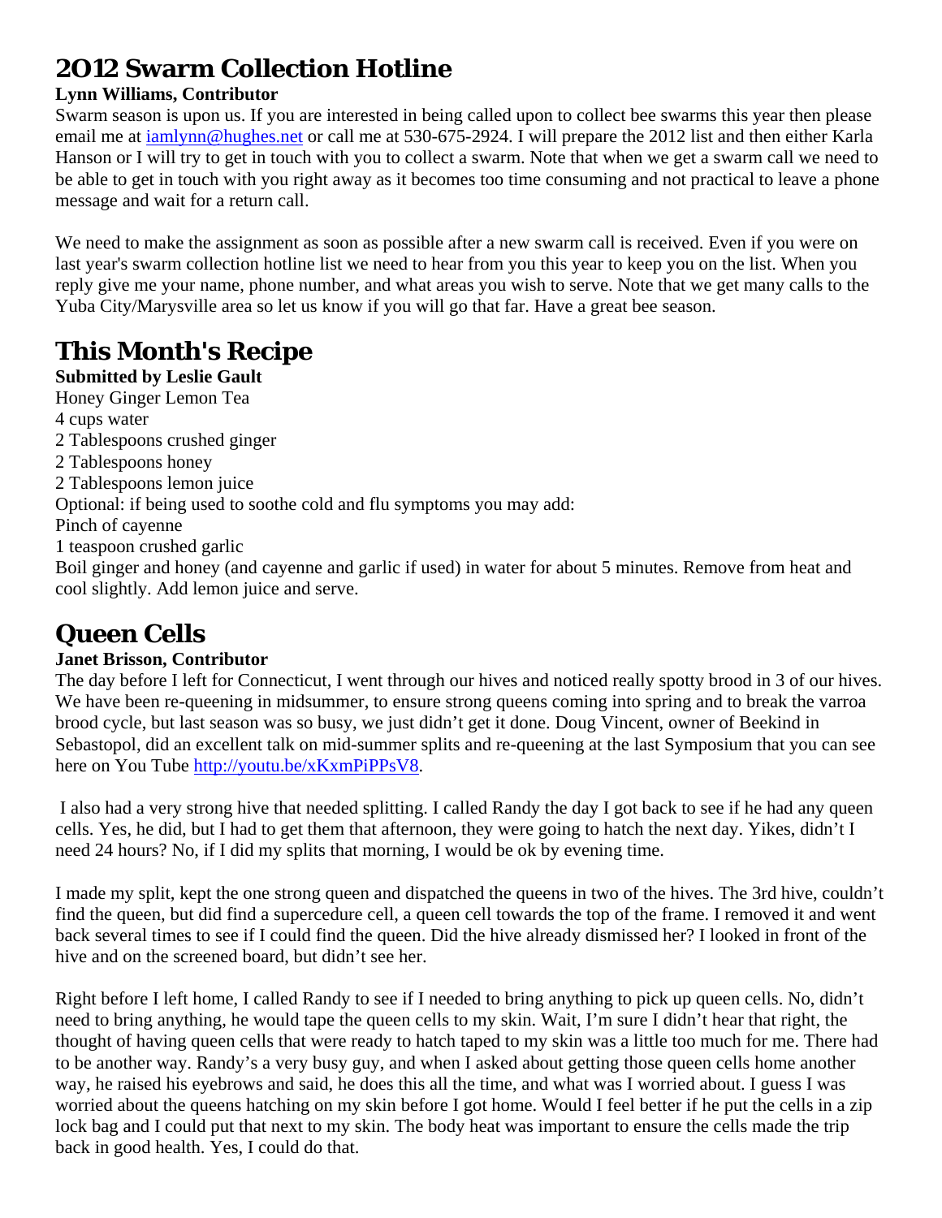## 2012 Swarm Collection Hotline

**Lynn Williams, Contributor**

Swarm season is upon us. If you are interested in being called upon to collect bee swarms this year then please email me at iamlynn@hughes.net or call me at 530-675-2924. I will prepare the 2012 list and then either Karla Hanson or I will try to get in touch with you to collect a swarm. Note that when we get a swarm call we need to be able to get in touch with you right away as it becomes too time consuming and not practical to leave a phone message and wait for a return call.

We need to make the assignment as soon as possible after a new swarm call is received. Even if you were on last year's swarm collection hotline list we need to hear from you this year to keep you on the list. When you reply give me your name, phone number, and what areas you wish to serve. Note that we get many calls to the Yuba City/Marysville area so let us know if you will go that far. Have a great bee season.

## This Month's Recipe

**Submitted by Leslie Gault**

Honey Ginger Lemon Tea
4 cups water
2 Tablespoons crushed ginger
2 Tablespoons honey
2 Tablespoons lemon juice
Optional: if being used to soothe cold and flu symptoms you may add:
Pinch of cayenne
1 teaspoon crushed garlic
Boil ginger and honey (and cayenne and garlic if used) in water for about 5 minutes. Remove from heat and cool slightly. Add lemon juice and serve.

## Queen Cells

**Janet Brisson, Contributor**

The day before I left for Connecticut, I went through our hives and noticed really spotty brood in 3 of our hives. We have been re-queening in midsummer, to ensure strong queens coming into spring and to break the varroa brood cycle, but last season was so busy, we just didn't get it done. Doug Vincent, owner of Beekind in Sebastopol, did an excellent talk on mid-summer splits and re-queening at the last Symposium that you can see here on You Tube http://youtu.be/xKxmPiPPsV8.

I also had a very strong hive that needed splitting. I called Randy the day I got back to see if he had any queen cells. Yes, he did, but I had to get them that afternoon, they were going to hatch the next day. Yikes, didn't I need 24 hours? No, if I did my splits that morning, I would be ok by evening time.

I made my split, kept the one strong queen and dispatched the queens in two of the hives. The 3rd hive, couldn't find the queen, but did find a supercedure cell, a queen cell towards the top of the frame. I removed it and went back several times to see if I could find the queen. Did the hive already dismissed her? I looked in front of the hive and on the screened board, but didn't see her.

Right before I left home, I called Randy to see if I needed to bring anything to pick up queen cells. No, didn't need to bring anything, he would tape the queen cells to my skin. Wait, I'm sure I didn't hear that right, the thought of having queen cells that were ready to hatch taped to my skin was a little too much for me. There had to be another way. Randy's a very busy guy, and when I asked about getting those queen cells home another way, he raised his eyebrows and said, he does this all the time, and what was I worried about. I guess I was worried about the queens hatching on my skin before I got home. Would I feel better if he put the cells in a zip lock bag and I could put that next to my skin. The body heat was important to ensure the cells made the trip back in good health. Yes, I could do that.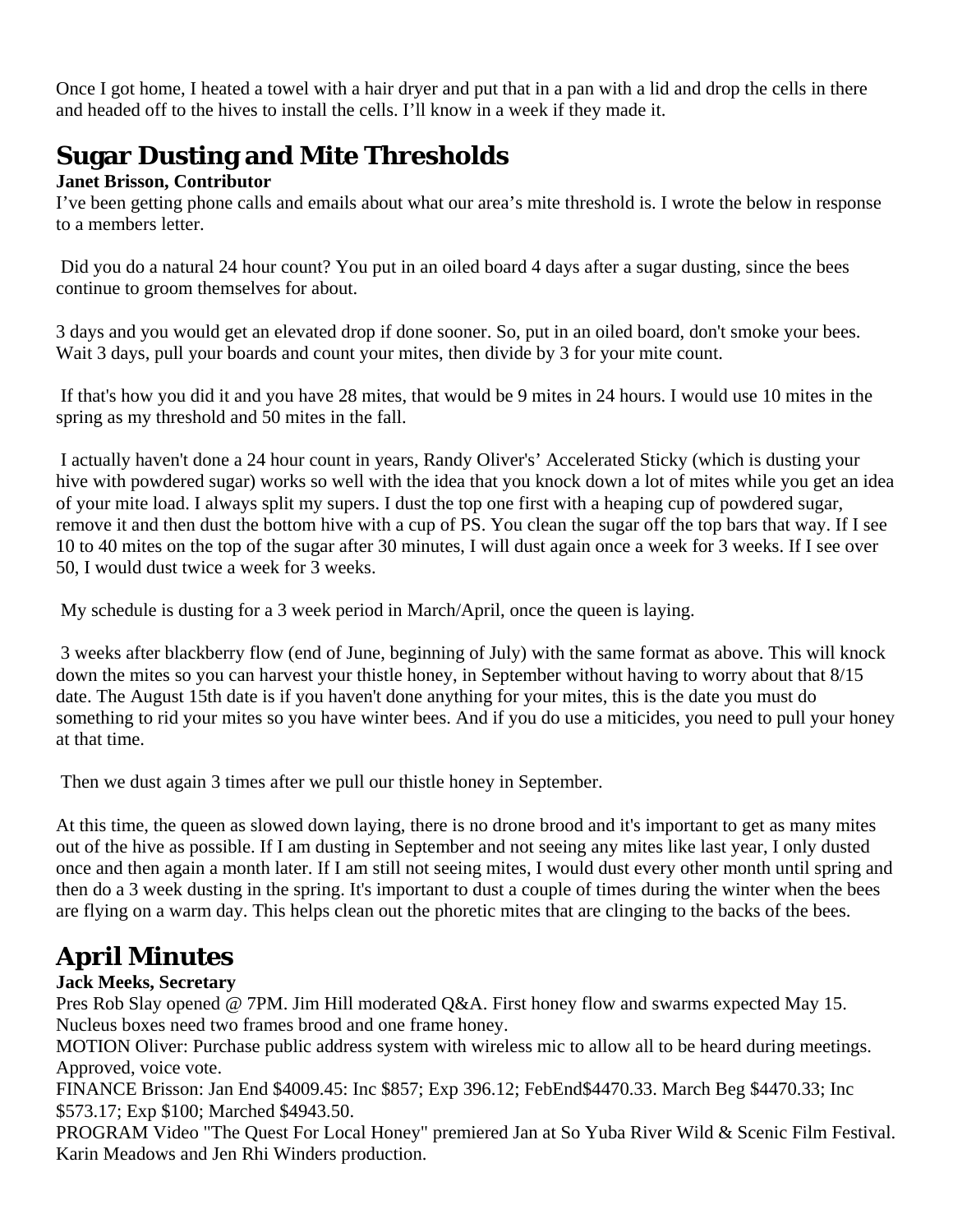Once I got home, I heated a towel with a hair dryer and put that in a pan with a lid and drop the cells in there and headed off to the hives to install the cells. I'll know in a week if they made it.

## Sugar Dusting and Mite Thresholds

**Janet Brisson, Contributor**

I've been getting phone calls and emails about what our area's mite threshold is. I wrote the below in response to a members letter.

Did you do a natural 24 hour count? You put in an oiled board 4 days after a sugar dusting, since the bees continue to groom themselves for about.

3 days and you would get an elevated drop if done sooner. So, put in an oiled board, don't smoke your bees. Wait 3 days, pull your boards and count your mites, then divide by 3 for your mite count.

If that's how you did it and you have 28 mites, that would be 9 mites in 24 hours. I would use 10 mites in the spring as my threshold and 50 mites in the fall.

I actually haven't done a 24 hour count in years, Randy Oliver's' Accelerated Sticky (which is dusting your hive with powdered sugar) works so well with the idea that you knock down a lot of mites while you get an idea of your mite load. I always split my supers. I dust the top one first with a heaping cup of powdered sugar, remove it and then dust the bottom hive with a cup of PS. You clean the sugar off the top bars that way. If I see 10 to 40 mites on the top of the sugar after 30 minutes, I will dust again once a week for 3 weeks. If I see over 50, I would dust twice a week for 3 weeks.

My schedule is dusting for a 3 week period in March/April, once the queen is laying.

3 weeks after blackberry flow (end of June, beginning of July) with the same format as above. This will knock down the mites so you can harvest your thistle honey, in September without having to worry about that 8/15 date. The August 15th date is if you haven't done anything for your mites, this is the date you must do something to rid your mites so you have winter bees. And if you do use a miticides, you need to pull your honey at that time.

Then we dust again 3 times after we pull our thistle honey in September.

At this time, the queen as slowed down laying, there is no drone brood and it's important to get as many mites out of the hive as possible. If I am dusting in September and not seeing any mites like last year, I only dusted once and then again a month later. If I am still not seeing mites, I would dust every other month until spring and then do a 3 week dusting in the spring. It's important to dust a couple of times during the winter when the bees are flying on a warm day. This helps clean out the phoretic mites that are clinging to the backs of the bees.

## April Minutes

**Jack Meeks, Secretary**

Pres Rob Slay opened @ 7PM. Jim Hill moderated Q&A. First honey flow and swarms expected May 15. Nucleus boxes need two frames brood and one frame honey.

MOTION Oliver: Purchase public address system with wireless mic to allow all to be heard during meetings. Approved, voice vote.

FINANCE Brisson: Jan End $4009.45: Inc $857; Exp 396.12; FebEnd$4470.33. March Beg $4470.33; Inc $573.17; Exp $100; Marched $4943.50.

PROGRAM Video "The Quest For Local Honey" premiered Jan at So Yuba River Wild & Scenic Film Festival. Karin Meadows and Jen Rhi Winders production.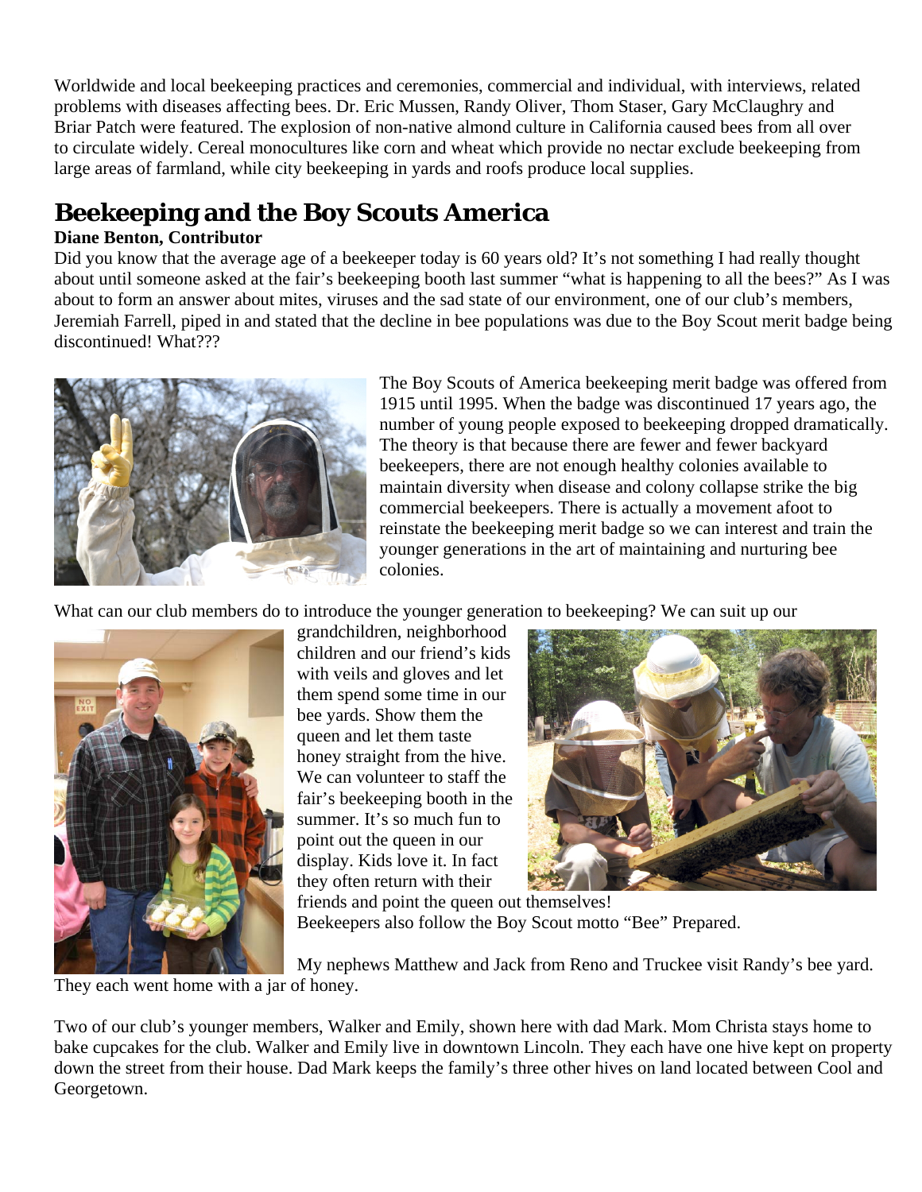Worldwide and local beekeeping practices and ceremonies, commercial and individual, with interviews, related problems with diseases affecting bees. Dr. Eric Mussen, Randy Oliver, Thom Staser, Gary McClaughry and Briar Patch were featured. The explosion of non-native almond culture in California caused bees from all over to circulate widely. Cereal monocultures like corn and wheat which provide no nectar exclude beekeeping from large areas of farmland, while city beekeeping in yards and roofs produce local supplies.

## Beekeeping and the Boy Scouts America

**Diane Benton, Contributor**

Did you know that the average age of a beekeeper today is 60 years old? It's not something I had really thought about until someone asked at the fair's beekeeping booth last summer "what is happening to all the bees?" As I was about to form an answer about mites, viruses and the sad state of our environment, one of our club's members, Jeremiah Farrell, piped in and stated that the decline in bee populations was due to the Boy Scout merit badge being discontinued! What???

The Boy Scouts of America beekeeping merit badge was offered from 1915 until 1995. When the badge was discontinued 17 years ago, the number of young people exposed to beekeeping dropped dramatically. The theory is that because there are fewer and fewer backyard beekeepers, there are not enough healthy colonies available to maintain diversity when disease and colony collapse strike the big commercial beekeepers. There is actually a movement afoot to reinstate the beekeeping merit badge so we can interest and train the younger generations in the art of maintaining and nurturing bee colonies.

What can our club members do to introduce the younger generation to beekeeping? We can suit up our grandchildren, neighborhood children and our friend's kids with veils and gloves and let them spend some time in our bee yards. Show them the queen and let them taste honey straight from the hive. We can volunteer to staff the fair's beekeeping booth in the summer. It's so much fun to point out the queen in our display. Kids love it. In fact they often return with their friends and point the queen out themselves!

Beekeepers also follow the Boy Scout motto "Bee" Prepared.

My nephews Matthew and Jack from Reno and Truckee visit Randy's bee yard. They each went home with a jar of honey.

Two of our club's younger members, Walker and Emily, shown here with dad Mark. Mom Christa stays home to bake cupcakes for the club. Walker and Emily live in downtown Lincoln. They each have one hive kept on property down the street from their house. Dad Mark keeps the family's three other hives on land located between Cool and Georgetown.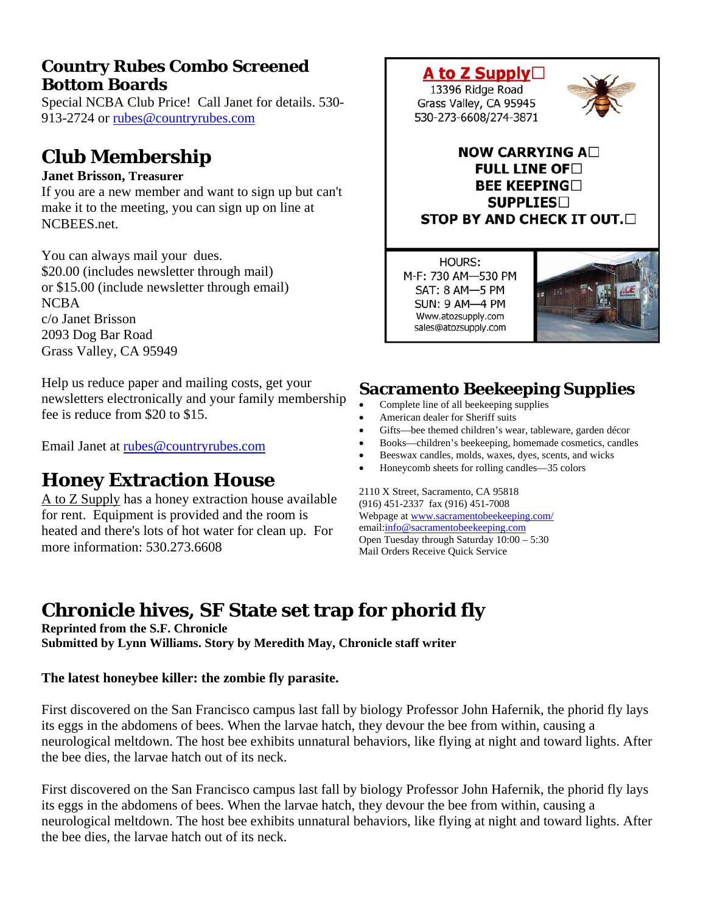## Country Rubes Combo Screened Bottom Boards

Special NCBA Club Price! Call Janet for details. 530-913-2724 or rubes@countryrubes.com

## Club Membership

**Janet Brisson, Treasurer**

If you are a new member and want to sign up but can't make it to the meeting, you can sign up on line at NCBEES.net.

You can always mail your dues.
$20.00 (includes newsletter through mail)
or $15.00 (include newsletter through email)
NCBA
c/o Janet Brisson
2093 Dog Bar Road
Grass Valley, CA 95949

Help us reduce paper and mailing costs, get your newsletters electronically and your family membership fee is reduce from $20 to $15.

Email Janet at rubes@countryrubes.com

## Honey Extraction House

A to Z Supply has a honey extraction house available for rent. Equipment is provided and the room is heated and there's lots of hot water for clean up. For more information: 530.273.6608

**A to Z Supply**
13396 Ridge Road
Grass Valley, CA 95945
530-273-6608/274-3871

**NOW CARRYING A FULL LINE OF BEE KEEPING SUPPLIES**
**STOP BY AND CHECK IT OUT.**

HOURS:
M-F: 730 AM—530 PM
SAT: 8 AM—5 PM
SUN: 9 AM—4 PM
Www.atozsupply.com
sales@atozsupply.com

## Sacramento Beekeeping Supplies

- Complete line of all beekeeping supplies
- American dealer for Sheriff suits
- Gifts—bee themed children's wear, tableware, garden décor
- Books—children's beekeeping, homemade cosmetics, candles
- Beeswax candles, molds, waxes, dyes, scents, and wicks
- Honeycomb sheets for rolling candles—35 colors

2110 X Street, Sacramento, CA 95818
(916) 451-2337 fax (916) 451-7008
Webpage at www.sacramentobeekeeping.com/
email:info@sacramentobeekeeping.com
Open Tuesday through Saturday 10:00 – 5:30
Mail Orders Receive Quick Service

## Chronicle hives, SF State set trap for phorid fly

**Reprinted from the S.F. Chronicle**
**Submitted by Lynn Williams. Story by Meredith May, Chronicle staff writer**

**The latest honeybee killer: the zombie fly parasite.**

First discovered on the San Francisco campus last fall by biology Professor John Hafernik, the phorid fly lays its eggs in the abdomens of bees. When the larvae hatch, they devour the bee from within, causing a neurological meltdown. The host bee exhibits unnatural behaviors, like flying at night and toward lights. After the bee dies, the larvae hatch out of its neck.

First discovered on the San Francisco campus last fall by biology Professor John Hafernik, the phorid fly lays its eggs in the abdomens of bees. When the larvae hatch, they devour the bee from within, causing a neurological meltdown. The host bee exhibits unnatural behaviors, like flying at night and toward lights. After the bee dies, the larvae hatch out of its neck.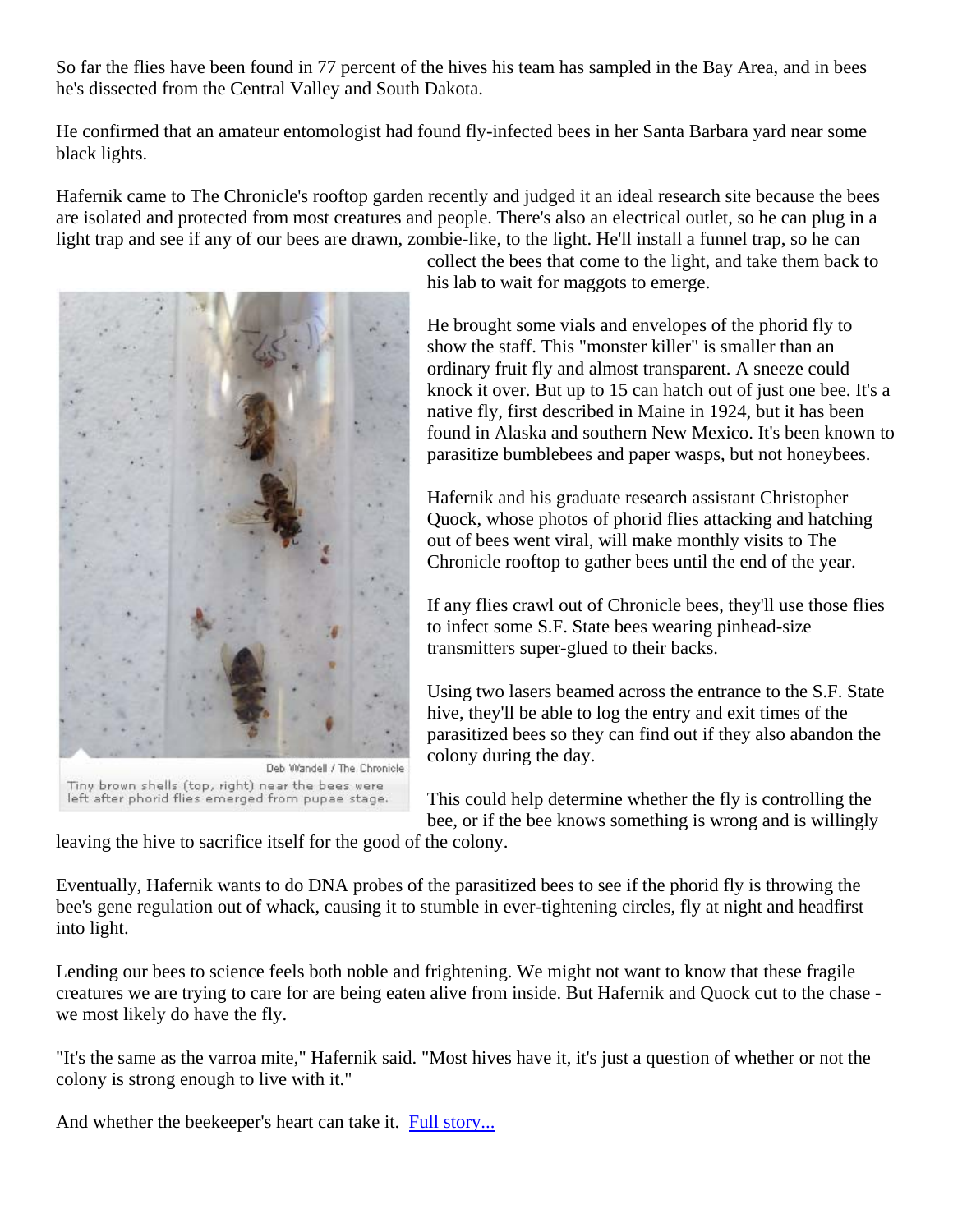So far the flies have been found in 77 percent of the hives his team has sampled in the Bay Area, and in bees he's dissected from the Central Valley and South Dakota.

He confirmed that an amateur entomologist had found fly-infected bees in her Santa Barbara yard near some black lights.

Hafernik came to The Chronicle's rooftop garden recently and judged it an ideal research site because the bees are isolated and protected from most creatures and people. There's also an electrical outlet, so he can plug in a light trap and see if any of our bees are drawn, zombie-like, to the light. He'll install a funnel trap, so he can collect the bees that come to the light, and take them back to his lab to wait for maggots to emerge.

Deb Wandell / The Chronicle

Tiny brown shells (top, right) near the bees were left after phorid flies emerged from pupae stage.

He brought some vials and envelopes of the phorid fly to show the staff. This "monster killer" is smaller than an ordinary fruit fly and almost transparent. A sneeze could knock it over. But up to 15 can hatch out of just one bee. It's a native fly, first described in Maine in 1924, but it has been found in Alaska and southern New Mexico. It's been known to parasitize bumblebees and paper wasps, but not honeybees.

Hafernik and his graduate research assistant Christopher Quock, whose photos of phorid flies attacking and hatching out of bees went viral, will make monthly visits to The Chronicle rooftop to gather bees until the end of the year.

If any flies crawl out of Chronicle bees, they'll use those flies to infect some S.F. State bees wearing pinhead-size transmitters super-glued to their backs.

Using two lasers beamed across the entrance to the S.F. State hive, they'll be able to log the entry and exit times of the parasitized bees so they can find out if they also abandon the colony during the day.

This could help determine whether the fly is controlling the bee, or if the bee knows something is wrong and is willingly leaving the hive to sacrifice itself for the good of the colony.

Eventually, Hafernik wants to do DNA probes of the parasitized bees to see if the phorid fly is throwing the bee's gene regulation out of whack, causing it to stumble in ever-tightening circles, fly at night and headfirst into light.

Lending our bees to science feels both noble and frightening. We might not want to know that these fragile creatures we are trying to care for are being eaten alive from inside. But Hafernik and Quock cut to the chase - we most likely do have the fly.

"It's the same as the varroa mite," Hafernik said. "Most hives have it, it's just a question of whether or not the colony is strong enough to live with it."

And whether the beekeeper's heart can take it. Full story...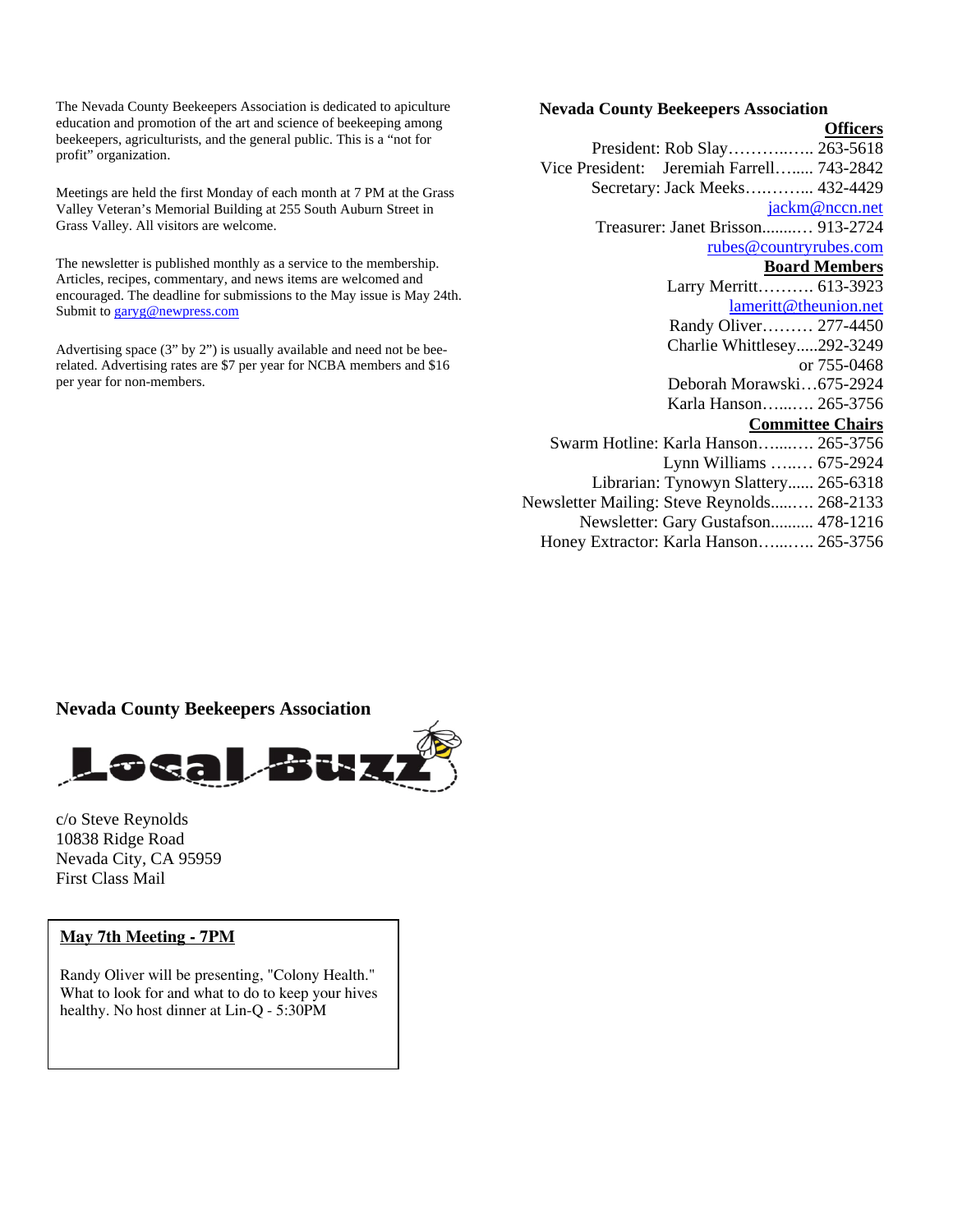The Nevada County Beekeepers Association is dedicated to apiculture education and promotion of the art and science of beekeeping among beekeepers, agriculturists, and the general public. This is a "not for profit" organization.

Meetings are held the first Monday of each month at 7 PM at the Grass Valley Veteran's Memorial Building at 255 South Auburn Street in Grass Valley. All visitors are welcome.

The newsletter is published monthly as a service to the membership. Articles, recipes, commentary, and news items are welcomed and encouraged. The deadline for submissions to the May issue is May 24th. Submit to garyg@newpress.com

Advertising space (3" by 2") is usually available and need not be bee-related. Advertising rates are $7 per year for NCBA members and $16 per year for non-members.

## Nevada County Beekeepers Association

**Officers**

President: Rob Slay……….….. 263-5618
Vice President: Jeremiah Farrell…..... 743-2842
Secretary: Jack Meeks…..……... 432-4429
jackm@nccn.net
Treasurer: Janet Brisson..........… 913-2724
rubes@countryrubes.com

**Board Members**

Larry Merritt………. 613-3923
lameritt@theunion.net
Randy Oliver……… 277-4450
Charlie Whittlesey.....292-3249
or 755-0468
Deborah Morawski…675-2924
Karla Hanson….…… 265-3756

**Committee Chairs**

Swarm Hotline: Karla Hanson…...…. 265-3756
Lynn Williams ….…. 675-2924
Librarian: Tynowyn Slattery...... 265-6318
Newsletter Mailing: Steve Reynolds.....…. 268-2133
Newsletter: Gary Gustafson.......... 478-1216
Honey Extractor: Karla Hanson…...….. 265-3756

## Nevada County Beekeepers Association

Local Buzz

c/o Steve Reynolds
10838 Ridge Road
Nevada City, CA 95959
First Class Mail

**May 7th Meeting - 7PM**

Randy Oliver will be presenting, "Colony Health." What to look for and what to do to keep your hives healthy. No host dinner at Lin-Q - 5:30PM